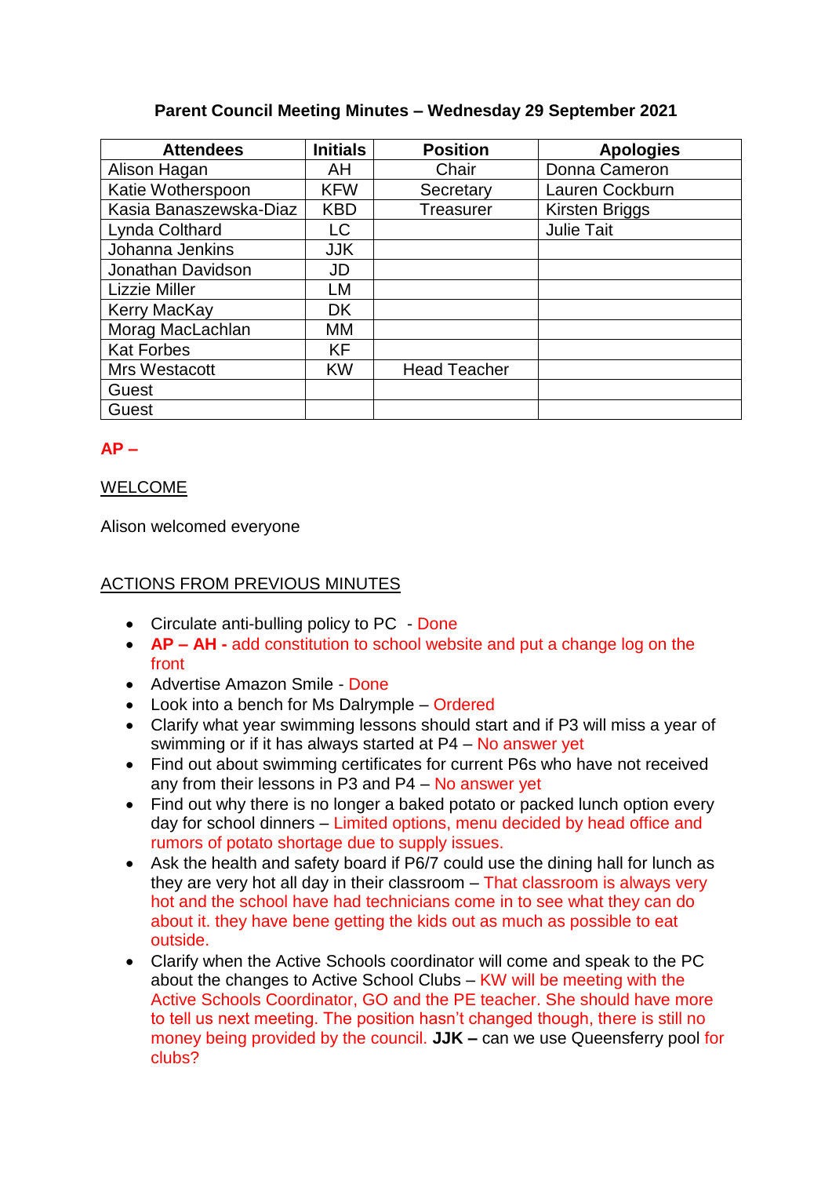**Parent Council Meeting Minutes – Wednesday 29 September 2021**

| Attendees | Initials | Position | Apologies |
|---|---|---|---|
| Alison Hagan | AH | Chair | Donna Cameron |
| Katie Wotherspoon | KFW | Secretary | Lauren Cockburn |
| Kasia Banaszewska-Diaz | KBD | Treasurer | Kirsten Briggs |
| Lynda Colthard | LC | | Julie Tait |
| Johanna Jenkins | JJK | | |
| Jonathan Davidson | JD | | |
| Lizzie Miller | LM | | |
| Kerry MacKay | DK | | |
| Morag MacLachlan | MM | | |
| Kat Forbes | KF | | |
| Mrs Westacott | KW | Head Teacher | |
| Guest | | | |
| Guest | | | |

**AP –**

WELCOME

Alison welcomed everyone

ACTIONS FROM PREVIOUS MINUTES

- Circulate anti-bulling policy to PC - Done
- **AP – AH -** add constitution to school website and put a change log on the front
- Advertise Amazon Smile - Done
- Look into a bench for Ms Dalrymple – Ordered
- Clarify what year swimming lessons should start and if P3 will miss a year of swimming or if it has always started at P4 – No answer yet
- Find out about swimming certificates for current P6s who have not received any from their lessons in P3 and P4 – No answer yet
- Find out why there is no longer a baked potato or packed lunch option every day for school dinners – Limited options, menu decided by head office and rumors of potato shortage due to supply issues.
- Ask the health and safety board if P6/7 could use the dining hall for lunch as they are very hot all day in their classroom – That classroom is always very hot and the school have had technicians come in to see what they can do about it. they have bene getting the kids out as much as possible to eat outside.
- Clarify when the Active Schools coordinator will come and speak to the PC about the changes to Active School Clubs – KW will be meeting with the Active Schools Coordinator, GO and the PE teacher. She should have more to tell us next meeting. The position hasn't changed though, there is still no money being provided by the council. **JJK –** can we use Queensferry pool for clubs?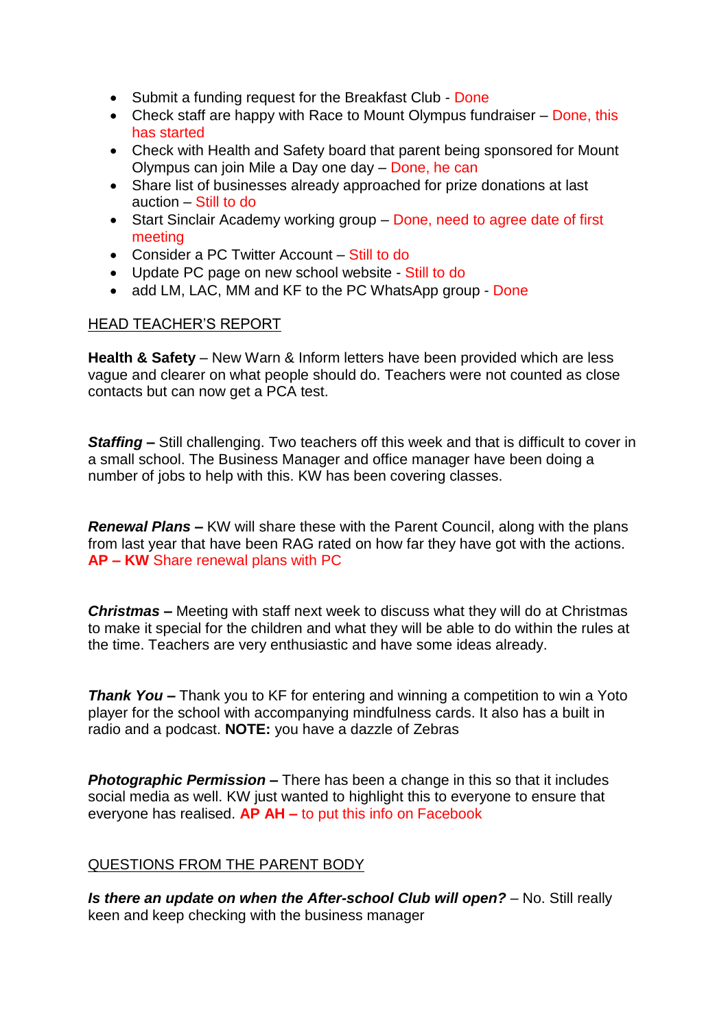- Submit a funding request for the Breakfast Club - Done
- Check staff are happy with Race to Mount Olympus fundraiser – Done, this has started
- Check with Health and Safety board that parent being sponsored for Mount Olympus can join Mile a Day one day – Done, he can
- Share list of businesses already approached for prize donations at last auction – Still to do
- Start Sinclair Academy working group – Done, need to agree date of first meeting
- Consider a PC Twitter Account – Still to do
- Update PC page on new school website - Still to do
- add LM, LAC, MM and KF to the PC WhatsApp group - Done

## HEAD TEACHER'S REPORT

**Health & Safety** – New Warn & Inform letters have been provided which are less vague and clearer on what people should do. Teachers were not counted as close contacts but can now get a PCA test.

***Staffing –*** Still challenging. Two teachers off this week and that is difficult to cover in a small school. The Business Manager and office manager have been doing a number of jobs to help with this. KW has been covering classes.

***Renewal Plans –*** KW will share these with the Parent Council, along with the plans from last year that have been RAG rated on how far they have got with the actions. **AP – KW** Share renewal plans with PC

***Christmas –*** Meeting with staff next week to discuss what they will do at Christmas to make it special for the children and what they will be able to do within the rules at the time. Teachers are very enthusiastic and have some ideas already.

***Thank You –*** Thank you to KF for entering and winning a competition to win a Yoto player for the school with accompanying mindfulness cards. It also has a built in radio and a podcast. **NOTE:** you have a dazzle of Zebras

***Photographic Permission –*** There has been a change in this so that it includes social media as well. KW just wanted to highlight this to everyone to ensure that everyone has realised. **AP AH –** to put this info on Facebook

## QUESTIONS FROM THE PARENT BODY

***Is there an update on when the After-school Club will open?*** – No. Still really keen and keep checking with the business manager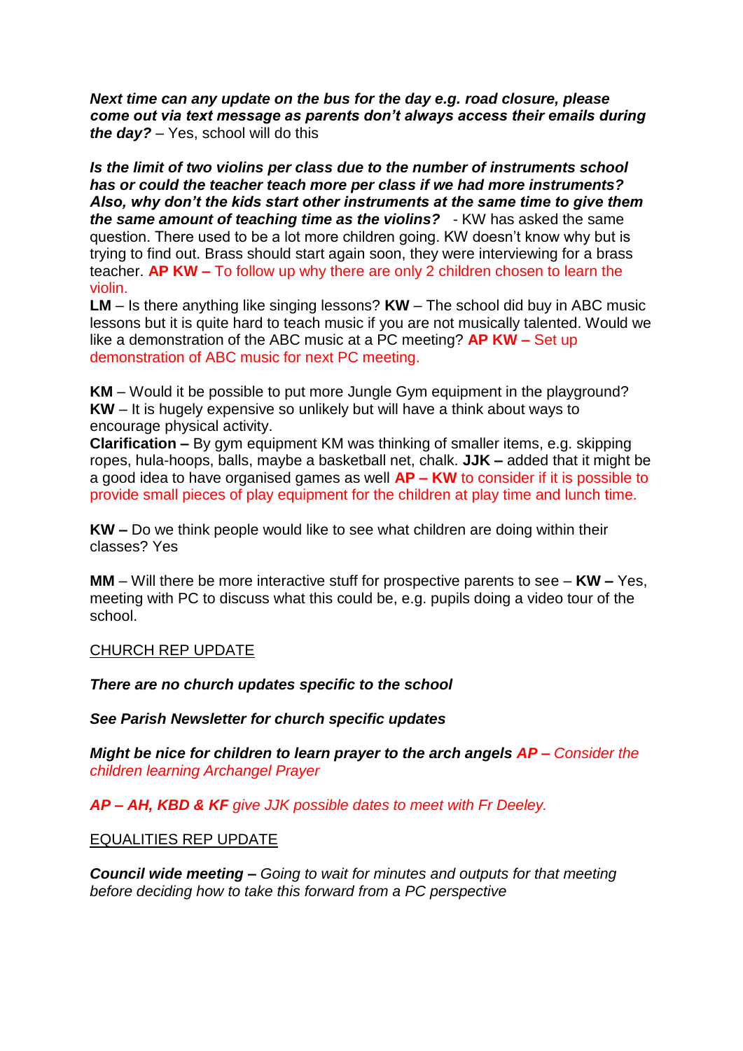***Next time can any update on the bus for the day e.g. road closure, please come out via text message as parents don't always access their emails during the day?*** – Yes, school will do this

***Is the limit of two violins per class due to the number of instruments school has or could the teacher teach more per class if we had more instruments? Also, why don't the kids start other instruments at the same time to give them the same amount of teaching time as the violins?*** - KW has asked the same question. There used to be a lot more children going. KW doesn't know why but is trying to find out. Brass should start again soon, they were interviewing for a brass teacher. **AP KW –** To follow up why there are only 2 children chosen to learn the violin.

**LM** – Is there anything like singing lessons? **KW** – The school did buy in ABC music lessons but it is quite hard to teach music if you are not musically talented. Would we like a demonstration of the ABC music at a PC meeting? **AP KW –** Set up demonstration of ABC music for next PC meeting.

**KM** – Would it be possible to put more Jungle Gym equipment in the playground? **KW** – It is hugely expensive so unlikely but will have a think about ways to encourage physical activity.

**Clarification –** By gym equipment KM was thinking of smaller items, e.g. skipping ropes, hula-hoops, balls, maybe a basketball net, chalk. **JJK –** added that it might be a good idea to have organised games as well **AP – KW** to consider if it is possible to provide small pieces of play equipment for the children at play time and lunch time.

**KW –** Do we think people would like to see what children are doing within their classes? Yes

**MM** – Will there be more interactive stuff for prospective parents to see – **KW –** Yes, meeting with PC to discuss what this could be, e.g. pupils doing a video tour of the school.

<u>CHURCH REP UPDATE</u>

***There are no church updates specific to the school***

***See Parish Newsletter for church specific updates***

***Might be nice for children to learn prayer to the arch angels*** ***AP –*** *Consider the children learning Archangel Prayer*

***AP – AH, KBD & KF*** *give JJK possible dates to meet with Fr Deeley.*

<u>EQUALITIES REP UPDATE</u>

***Council wide meeting –*** *Going to wait for minutes and outputs for that meeting before deciding how to take this forward from a PC perspective*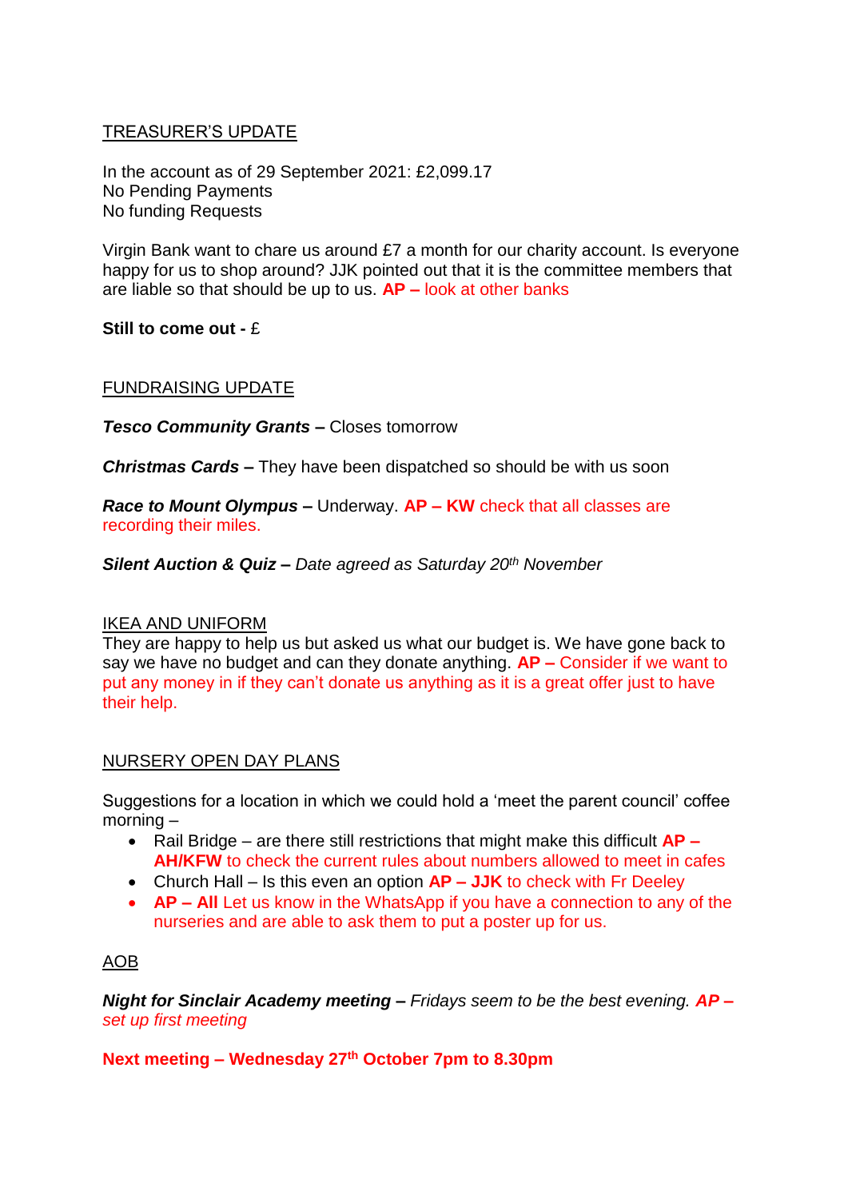## TREASURER'S UPDATE

In the account as of 29 September 2021: £2,099.17
No Pending Payments
No funding Requests

Virgin Bank want to chare us around £7 a month for our charity account. Is everyone happy for us to shop around? JJK pointed out that it is the committee members that are liable so that should be up to us. **AP –** look at other banks

**Still to come out -** £

## FUNDRAISING UPDATE

***Tesco Community Grants* –** Closes tomorrow

***Christmas Cards* –** They have been dispatched so should be with us soon

***Race to Mount Olympus* –** Underway. **AP – KW** check that all classes are recording their miles.

***Silent Auction & Quiz* –** *Date agreed as Saturday 20th November*

## IKEA AND UNIFORM

They are happy to help us but asked us what our budget is. We have gone back to say we have no budget and can they donate anything. **AP –** Consider if we want to put any money in if they can't donate us anything as it is a great offer just to have their help.

## NURSERY OPEN DAY PLANS

Suggestions for a location in which we could hold a 'meet the parent council' coffee morning –

- Rail Bridge – are there still restrictions that might make this difficult **AP – AH/KFW** to check the current rules about numbers allowed to meet in cafes
- Church Hall – Is this even an option **AP – JJK** to check with Fr Deeley
- **AP – All** Let us know in the WhatsApp if you have a connection to any of the nurseries and are able to ask them to put a poster up for us.

## AOB

***Night for Sinclair Academy meeting* –** *Fridays seem to be the best evening.* ***AP –*** *set up first meeting*

**Next meeting – Wednesday 27th October 7pm to 8.30pm**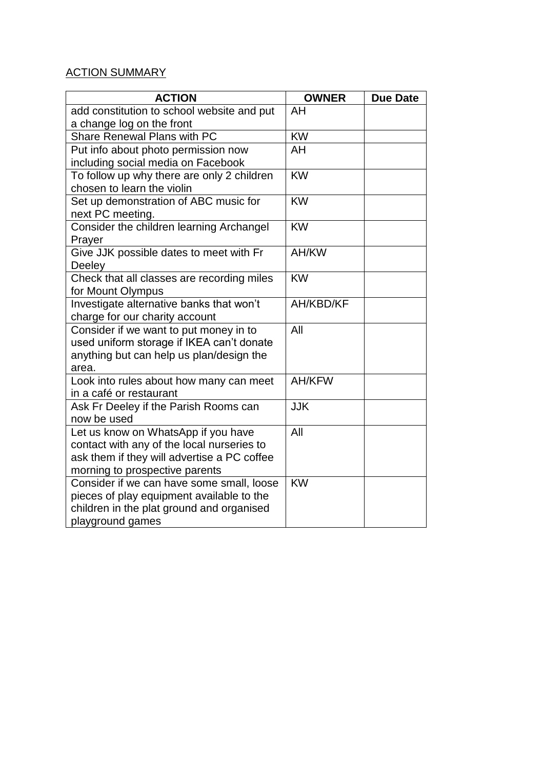ACTION SUMMARY

| ACTION | OWNER | Due Date |
|---|---|---|
| add constitution to school website and put a change log on the front | AH | |
| Share Renewal Plans with PC | KW | |
| Put info about photo permission now including social media on Facebook | AH | |
| To follow up why there are only 2 children chosen to learn the violin | KW | |
| Set up demonstration of ABC music for next PC meeting. | KW | |
| Consider the children learning Archangel Prayer | KW | |
| Give JJK possible dates to meet with Fr Deeley | AH/KW | |
| Check that all classes are recording miles for Mount Olympus | KW | |
| Investigate alternative banks that won't charge for our charity account | AH/KBD/KF | |
| Consider if we want to put money in to used uniform storage if IKEA can't donate anything but can help us plan/design the area. | All | |
| Look into rules about how many can meet in a café or restaurant | AH/KFW | |
| Ask Fr Deeley if the Parish Rooms can now be used | JJK | |
| Let us know on WhatsApp if you have contact with any of the local nurseries to ask them if they will advertise a PC coffee morning to prospective parents | All | |
| Consider if we can have some small, loose pieces of play equipment available to the children in the plat ground and organised playground games | KW | |